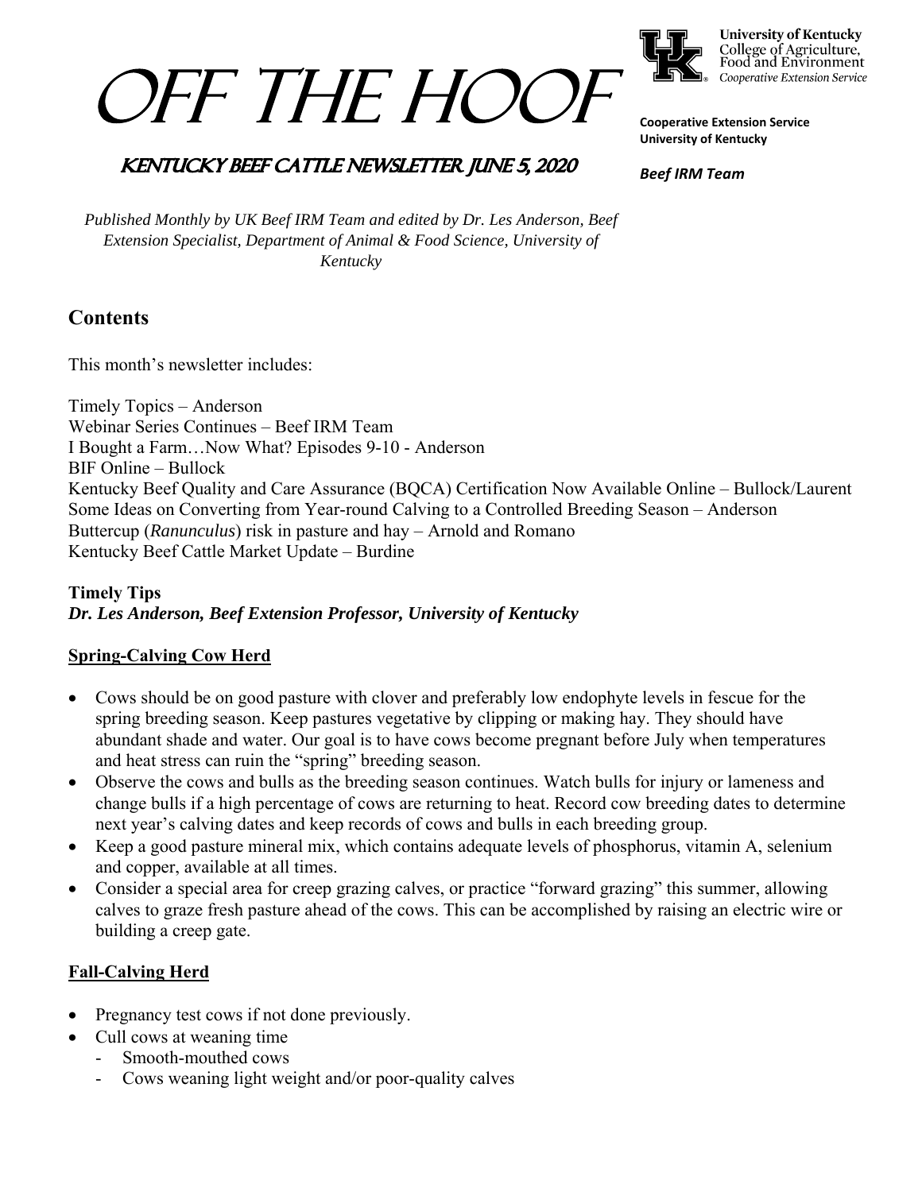# Off the Hoof

## Kentucky Beef Cattle Newsletter June 5, 2020

University of Kentucky
College of Agriculture, Food and Environment
Cooperative Extension Service

**Cooperative Extension Service**
**University of Kentucky**

***Beef IRM Team***

*Published Monthly by UK Beef IRM Team and edited by Dr. Les Anderson, Beef Extension Specialist, Department of Animal & Food Science, University of Kentucky*

## Contents

This month's newsletter includes:

Timely Topics – Anderson
Webinar Series Continues – Beef IRM Team
I Bought a Farm…Now What? Episodes 9-10 - Anderson
BIF Online – Bullock
Kentucky Beef Quality and Care Assurance (BQCA) Certification Now Available Online – Bullock/Laurent
Some Ideas on Converting from Year-round Calving to a Controlled Breeding Season – Anderson
Buttercup (*Ranunculus*) risk in pasture and hay – Arnold and Romano
Kentucky Beef Cattle Market Update – Burdine

**Timely Tips**
***Dr. Les Anderson, Beef Extension Professor, University of Kentucky***

### Spring-Calving Cow Herd

- Cows should be on good pasture with clover and preferably low endophyte levels in fescue for the spring breeding season. Keep pastures vegetative by clipping or making hay. They should have abundant shade and water. Our goal is to have cows become pregnant before July when temperatures and heat stress can ruin the "spring" breeding season.
- Observe the cows and bulls as the breeding season continues. Watch bulls for injury or lameness and change bulls if a high percentage of cows are returning to heat. Record cow breeding dates to determine next year's calving dates and keep records of cows and bulls in each breeding group.
- Keep a good pasture mineral mix, which contains adequate levels of phosphorus, vitamin A, selenium and copper, available at all times.
- Consider a special area for creep grazing calves, or practice "forward grazing" this summer, allowing calves to graze fresh pasture ahead of the cows. This can be accomplished by raising an electric wire or building a creep gate.

### Fall-Calving Herd

- Pregnancy test cows if not done previously.
- Cull cows at weaning time
  - Smooth-mouthed cows
  - Cows weaning light weight and/or poor-quality calves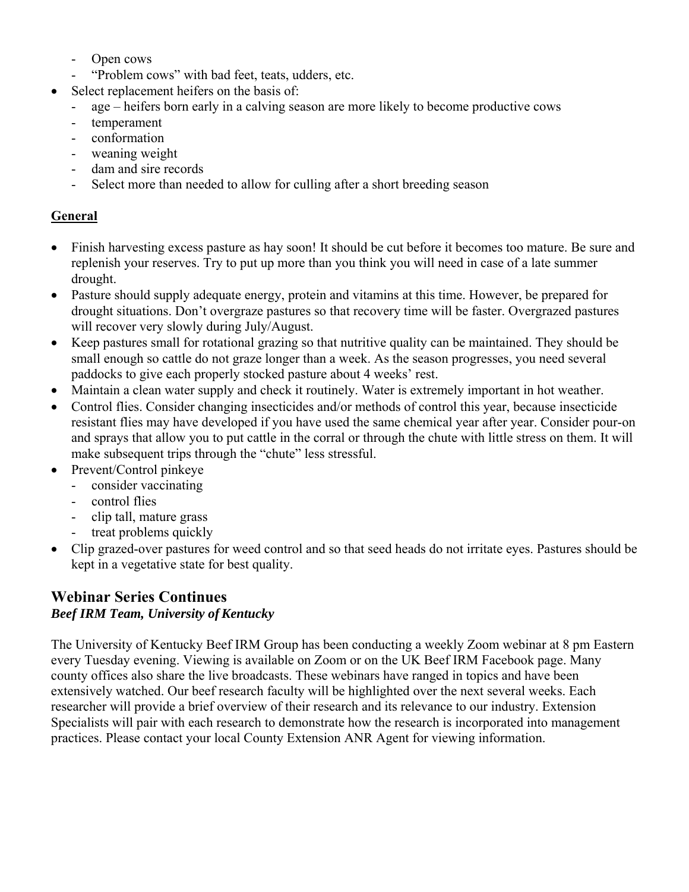- Open cows
  - "Problem cows" with bad feet, teats, udders, etc.
- Select replacement heifers on the basis of:
  - age – heifers born early in a calving season are more likely to become productive cows
  - temperament
  - conformation
  - weaning weight
  - dam and sire records
  - Select more than needed to allow for culling after a short breeding season

**General**

- Finish harvesting excess pasture as hay soon! It should be cut before it becomes too mature. Be sure and replenish your reserves. Try to put up more than you think you will need in case of a late summer drought.
- Pasture should supply adequate energy, protein and vitamins at this time. However, be prepared for drought situations. Don't overgraze pastures so that recovery time will be faster. Overgrazed pastures will recover very slowly during July/August.
- Keep pastures small for rotational grazing so that nutritive quality can be maintained. They should be small enough so cattle do not graze longer than a week. As the season progresses, you need several paddocks to give each properly stocked pasture about 4 weeks' rest.
- Maintain a clean water supply and check it routinely. Water is extremely important in hot weather.
- Control flies. Consider changing insecticides and/or methods of control this year, because insecticide resistant flies may have developed if you have used the same chemical year after year. Consider pour-on and sprays that allow you to put cattle in the corral or through the chute with little stress on them. It will make subsequent trips through the "chute" less stressful.
- Prevent/Control pinkeye
  - consider vaccinating
  - control flies
  - clip tall, mature grass
  - treat problems quickly
- Clip grazed-over pastures for weed control and so that seed heads do not irritate eyes. Pastures should be kept in a vegetative state for best quality.

## Webinar Series Continues

***Beef IRM Team, University of Kentucky***

The University of Kentucky Beef IRM Group has been conducting a weekly Zoom webinar at 8 pm Eastern every Tuesday evening. Viewing is available on Zoom or on the UK Beef IRM Facebook page. Many county offices also share the live broadcasts. These webinars have ranged in topics and have been extensively watched. Our beef research faculty will be highlighted over the next several weeks. Each researcher will provide a brief overview of their research and its relevance to our industry. Extension Specialists will pair with each research to demonstrate how the research is incorporated into management practices. Please contact your local County Extension ANR Agent for viewing information.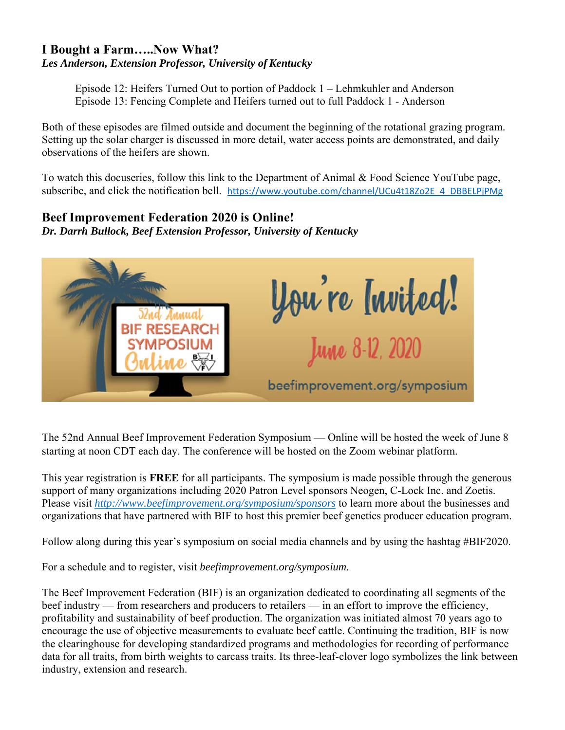## I Bought a Farm…..Now What?

***Les Anderson, Extension Professor, University of Kentucky***

Episode 12: Heifers Turned Out to portion of Paddock 1 – Lehmkuhler and Anderson
Episode 13: Fencing Complete and Heifers turned out to full Paddock 1 - Anderson

Both of these episodes are filmed outside and document the beginning of the rotational grazing program. Setting up the solar charger is discussed in more detail, water access points are demonstrated, and daily observations of the heifers are shown.

To watch this docuseries, follow this link to the Department of Animal & Food Science YouTube page, subscribe, and click the notification bell. https://www.youtube.com/channel/UCu4t18Zo2E_4_DBBELPjPMg

## Beef Improvement Federation 2020 is Online!

***Dr. Darrh Bullock, Beef Extension Professor, University of Kentucky***

52nd Annual BIF RESEARCH SYMPOSIUM Online

You're Invited! June 8-12, 2020

beefimprovement.org/symposium

The 52nd Annual Beef Improvement Federation Symposium — Online will be hosted the week of June 8 starting at noon CDT each day. The conference will be hosted on the Zoom webinar platform.

This year registration is **FREE** for all participants. The symposium is made possible through the generous support of many organizations including 2020 Patron Level sponsors Neogen, C-Lock Inc. and Zoetis. Please visit *http://www.beefimprovement.org/symposium/sponsors* to learn more about the businesses and organizations that have partnered with BIF to host this premier beef genetics producer education program.

Follow along during this year's symposium on social media channels and by using the hashtag #BIF2020.

For a schedule and to register, visit *beefimprovement.org/symposium.*

The Beef Improvement Federation (BIF) is an organization dedicated to coordinating all segments of the beef industry — from researchers and producers to retailers — in an effort to improve the efficiency, profitability and sustainability of beef production. The organization was initiated almost 70 years ago to encourage the use of objective measurements to evaluate beef cattle. Continuing the tradition, BIF is now the clearinghouse for developing standardized programs and methodologies for recording of performance data for all traits, from birth weights to carcass traits. Its three-leaf-clover logo symbolizes the link between industry, extension and research.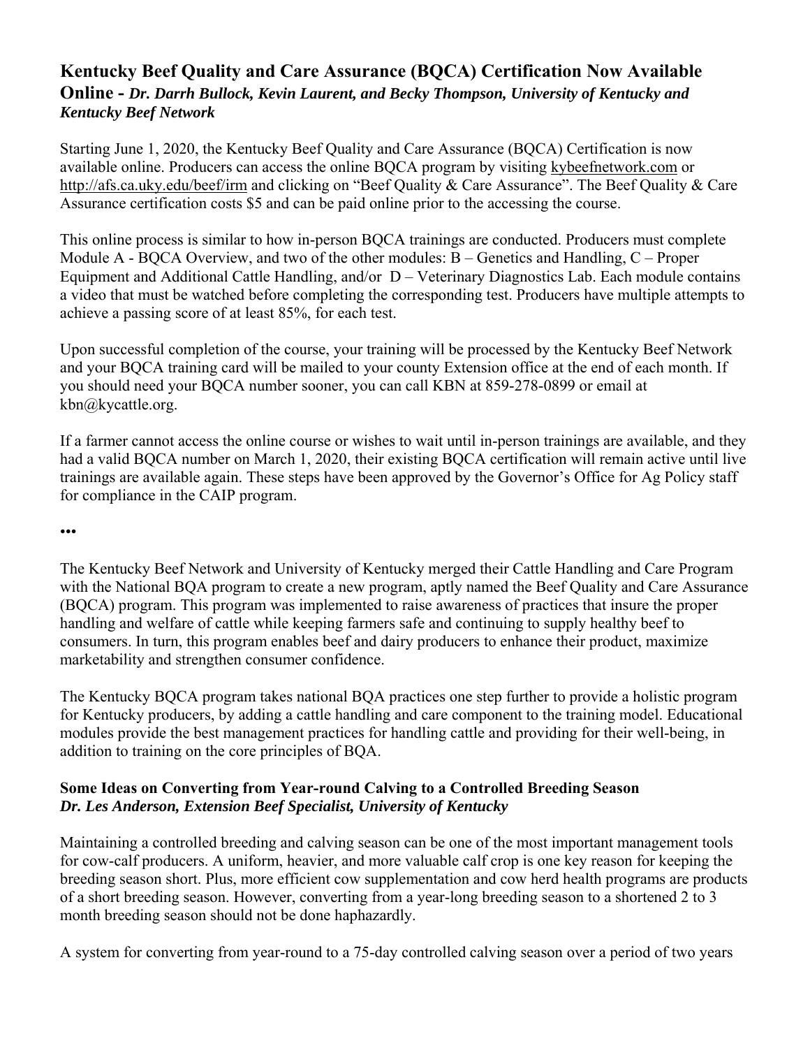## Kentucky Beef Quality and Care Assurance (BQCA) Certification Now Available Online - *Dr. Darrh Bullock, Kevin Laurent, and Becky Thompson, University of Kentucky and Kentucky Beef Network*

Starting June 1, 2020, the Kentucky Beef Quality and Care Assurance (BQCA) Certification is now available online. Producers can access the online BQCA program by visiting kybeefnetwork.com or http://afs.ca.uky.edu/beef/irm and clicking on "Beef Quality & Care Assurance". The Beef Quality & Care Assurance certification costs $5 and can be paid online prior to the accessing the course.

This online process is similar to how in-person BQCA trainings are conducted. Producers must complete Module A - BQCA Overview, and two of the other modules: B – Genetics and Handling, C – Proper Equipment and Additional Cattle Handling, and/or D – Veterinary Diagnostics Lab. Each module contains a video that must be watched before completing the corresponding test. Producers have multiple attempts to achieve a passing score of at least 85%, for each test.

Upon successful completion of the course, your training will be processed by the Kentucky Beef Network and your BQCA training card will be mailed to your county Extension office at the end of each month. If you should need your BQCA number sooner, you can call KBN at 859-278-0899 or email at kbn@kycattle.org.

If a farmer cannot access the online course or wishes to wait until in-person trainings are available, and they had a valid BQCA number on March 1, 2020, their existing BQCA certification will remain active until live trainings are available again. These steps have been approved by the Governor's Office for Ag Policy staff for compliance in the CAIP program.

**•••**

The Kentucky Beef Network and University of Kentucky merged their Cattle Handling and Care Program with the National BQA program to create a new program, aptly named the Beef Quality and Care Assurance (BQCA) program. This program was implemented to raise awareness of practices that insure the proper handling and welfare of cattle while keeping farmers safe and continuing to supply healthy beef to consumers. In turn, this program enables beef and dairy producers to enhance their product, maximize marketability and strengthen consumer confidence.

The Kentucky BQCA program takes national BQA practices one step further to provide a holistic program for Kentucky producers, by adding a cattle handling and care component to the training model. Educational modules provide the best management practices for handling cattle and providing for their well-being, in addition to training on the core principles of BQA.

### Some Ideas on Converting from Year-round Calving to a Controlled Breeding Season
***Dr. Les Anderson, Extension Beef Specialist, University of Kentucky***

Maintaining a controlled breeding and calving season can be one of the most important management tools for cow-calf producers. A uniform, heavier, and more valuable calf crop is one key reason for keeping the breeding season short. Plus, more efficient cow supplementation and cow herd health programs are products of a short breeding season. However, converting from a year-long breeding season to a shortened 2 to 3 month breeding season should not be done haphazardly.

A system for converting from year-round to a 75-day controlled calving season over a period of two years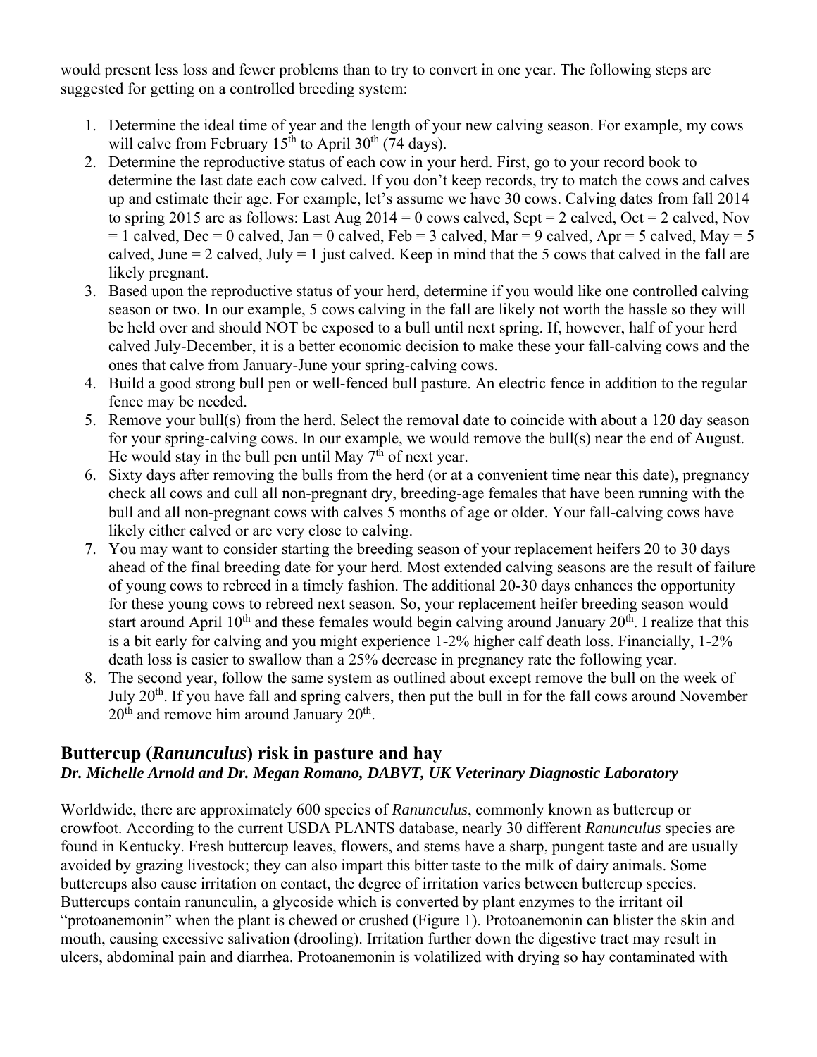would present less loss and fewer problems than to try to convert in one year. The following steps are suggested for getting on a controlled breeding system:

1. Determine the ideal time of year and the length of your new calving season. For example, my cows will calve from February 15th to April 30th (74 days).
2. Determine the reproductive status of each cow in your herd. First, go to your record book to determine the last date each cow calved. If you don't keep records, try to match the cows and calves up and estimate their age. For example, let's assume we have 30 cows. Calving dates from fall 2014 to spring 2015 are as follows: Last Aug 2014 = 0 cows calved, Sept = 2 calved, Oct = 2 calved, Nov = 1 calved, Dec = 0 calved, Jan = 0 calved, Feb = 3 calved, Mar = 9 calved, Apr = 5 calved, May = 5 calved, June = 2 calved, July = 1 just calved. Keep in mind that the 5 cows that calved in the fall are likely pregnant.
3. Based upon the reproductive status of your herd, determine if you would like one controlled calving season or two. In our example, 5 cows calving in the fall are likely not worth the hassle so they will be held over and should NOT be exposed to a bull until next spring. If, however, half of your herd calved July-December, it is a better economic decision to make these your fall-calving cows and the ones that calve from January-June your spring-calving cows.
4. Build a good strong bull pen or well-fenced bull pasture. An electric fence in addition to the regular fence may be needed.
5. Remove your bull(s) from the herd. Select the removal date to coincide with about a 120 day season for your spring-calving cows. In our example, we would remove the bull(s) near the end of August. He would stay in the bull pen until May 7th of next year.
6. Sixty days after removing the bulls from the herd (or at a convenient time near this date), pregnancy check all cows and cull all non-pregnant dry, breeding-age females that have been running with the bull and all non-pregnant cows with calves 5 months of age or older. Your fall-calving cows have likely either calved or are very close to calving.
7. You may want to consider starting the breeding season of your replacement heifers 20 to 30 days ahead of the final breeding date for your herd. Most extended calving seasons are the result of failure of young cows to rebreed in a timely fashion. The additional 20-30 days enhances the opportunity for these young cows to rebreed next season. So, your replacement heifer breeding season would start around April 10th and these females would begin calving around January 20th. I realize that this is a bit early for calving and you might experience 1-2% higher calf death loss. Financially, 1-2% death loss is easier to swallow than a 25% decrease in pregnancy rate the following year.
8. The second year, follow the same system as outlined about except remove the bull on the week of July 20th. If you have fall and spring calvers, then put the bull in for the fall cows around November 20th and remove him around January 20th.

## Buttercup (*Ranunculus*) risk in pasture and hay

***Dr. Michelle Arnold and Dr. Megan Romano, DABVT, UK Veterinary Diagnostic Laboratory***

Worldwide, there are approximately 600 species of *Ranunculus*, commonly known as buttercup or crowfoot. According to the current USDA PLANTS database, nearly 30 different *Ranunculus* species are found in Kentucky. Fresh buttercup leaves, flowers, and stems have a sharp, pungent taste and are usually avoided by grazing livestock; they can also impart this bitter taste to the milk of dairy animals. Some buttercups also cause irritation on contact, the degree of irritation varies between buttercup species. Buttercups contain ranunculin, a glycoside which is converted by plant enzymes to the irritant oil "protoanemonin" when the plant is chewed or crushed (Figure 1). Protoanemonin can blister the skin and mouth, causing excessive salivation (drooling). Irritation further down the digestive tract may result in ulcers, abdominal pain and diarrhea. Protoanemonin is volatilized with drying so hay contaminated with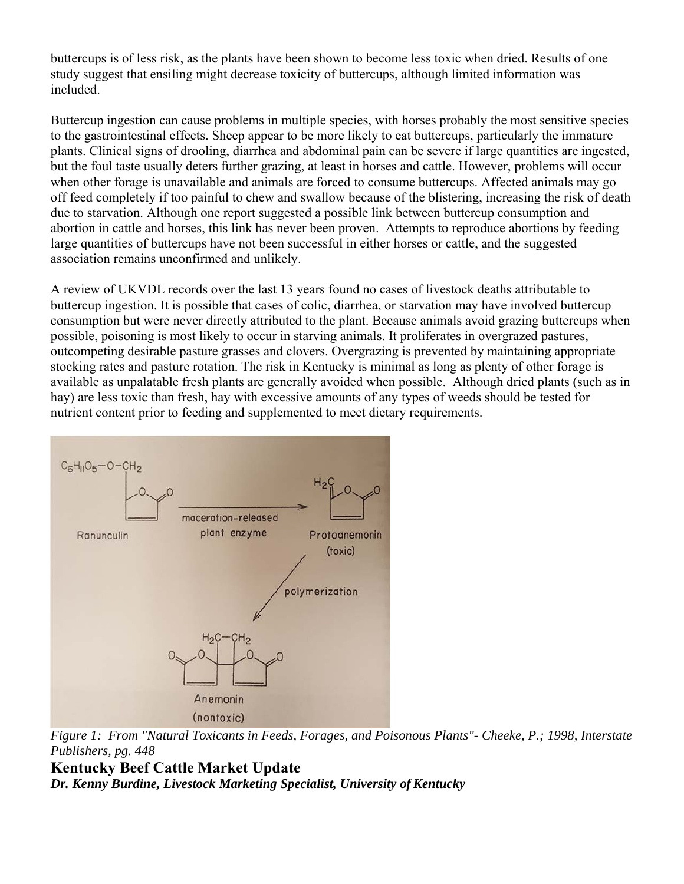buttercups is of less risk, as the plants have been shown to become less toxic when dried. Results of one study suggest that ensiling might decrease toxicity of buttercups, although limited information was included.

Buttercup ingestion can cause problems in multiple species, with horses probably the most sensitive species to the gastrointestinal effects. Sheep appear to be more likely to eat buttercups, particularly the immature plants. Clinical signs of drooling, diarrhea and abdominal pain can be severe if large quantities are ingested, but the foul taste usually deters further grazing, at least in horses and cattle. However, problems will occur when other forage is unavailable and animals are forced to consume buttercups. Affected animals may go off feed completely if too painful to chew and swallow because of the blistering, increasing the risk of death due to starvation. Although one report suggested a possible link between buttercup consumption and abortion in cattle and horses, this link has never been proven. Attempts to reproduce abortions by feeding large quantities of buttercups have not been successful in either horses or cattle, and the suggested association remains unconfirmed and unlikely.

A review of UKVDL records over the last 13 years found no cases of livestock deaths attributable to buttercup ingestion. It is possible that cases of colic, diarrhea, or starvation may have involved buttercup consumption but were never directly attributed to the plant. Because animals avoid grazing buttercups when possible, poisoning is most likely to occur in starving animals. It proliferates in overgrazed pastures, outcompeting desirable pasture grasses and clovers. Overgrazing is prevented by maintaining appropriate stocking rates and pasture rotation. The risk in Kentucky is minimal as long as plenty of other forage is available as unpalatable fresh plants are generally avoided when possible. Although dried plants (such as in hay) are less toxic than fresh, hay with excessive amounts of any types of weeds should be tested for nutrient content prior to feeding and supplemented to meet dietary requirements.

*Figure 1: From "Natural Toxicants in Feeds, Forages, and Poisonous Plants"- Cheeke, P.; 1998, Interstate Publishers, pg. 448*

## Kentucky Beef Cattle Market Update

***Dr. Kenny Burdine, Livestock Marketing Specialist, University of Kentucky***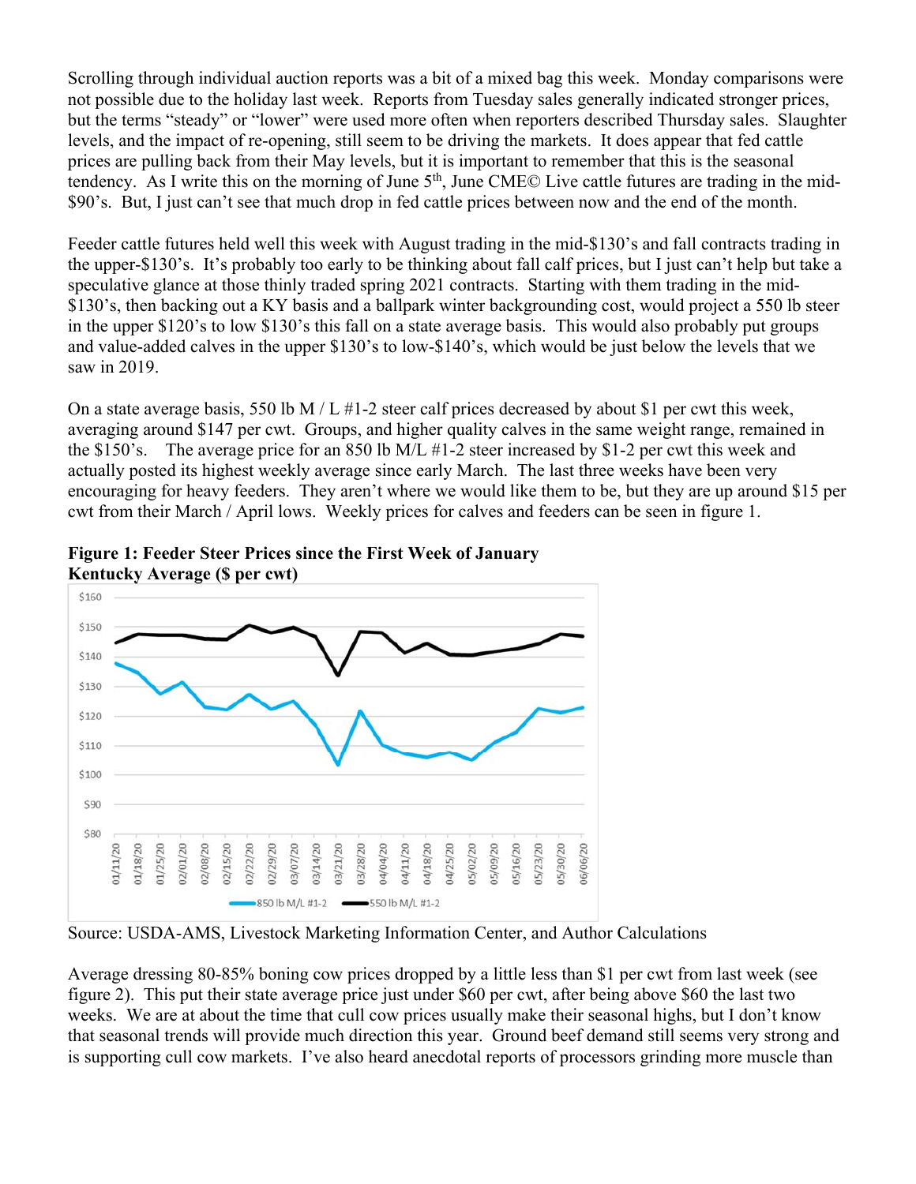Scrolling through individual auction reports was a bit of a mixed bag this week. Monday comparisons were not possible due to the holiday last week. Reports from Tuesday sales generally indicated stronger prices, but the terms "steady" or "lower" were used more often when reporters described Thursday sales. Slaughter levels, and the impact of re-opening, still seem to be driving the markets. It does appear that fed cattle prices are pulling back from their May levels, but it is important to remember that this is the seasonal tendency. As I write this on the morning of June 5th, June CME© Live cattle futures are trading in the mid-$90's. But, I just can't see that much drop in fed cattle prices between now and the end of the month.

Feeder cattle futures held well this week with August trading in the mid-$130's and fall contracts trading in the upper-$130's. It's probably too early to be thinking about fall calf prices, but I just can't help but take a speculative glance at those thinly traded spring 2021 contracts. Starting with them trading in the mid-$130's, then backing out a KY basis and a ballpark winter backgrounding cost, would project a 550 lb steer in the upper $120's to low $130's this fall on a state average basis. This would also probably put groups and value-added calves in the upper $130's to low-$140's, which would be just below the levels that we saw in 2019.

On a state average basis, 550 lb M / L #1-2 steer calf prices decreased by about $1 per cwt this week, averaging around $147 per cwt. Groups, and higher quality calves in the same weight range, remained in the $150's. The average price for an 850 lb M/L #1-2 steer increased by $1-2 per cwt this week and actually posted its highest weekly average since early March. The last three weeks have been very encouraging for heavy feeders. They aren't where we would like them to be, but they are up around $15 per cwt from their March / April lows. Weekly prices for calves and feeders can be seen in figure 1.

**Figure 1: Feeder Steer Prices since the First Week of January Kentucky Average ($ per cwt)**

Source: USDA-AMS, Livestock Marketing Information Center, and Author Calculations

Average dressing 80-85% boning cow prices dropped by a little less than $1 per cwt from last week (see figure 2). This put their state average price just under $60 per cwt, after being above $60 the last two weeks. We are at about the time that cull cow prices usually make their seasonal highs, but I don't know that seasonal trends will provide much direction this year. Ground beef demand still seems very strong and is supporting cull cow markets. I've also heard anecdotal reports of processors grinding more muscle than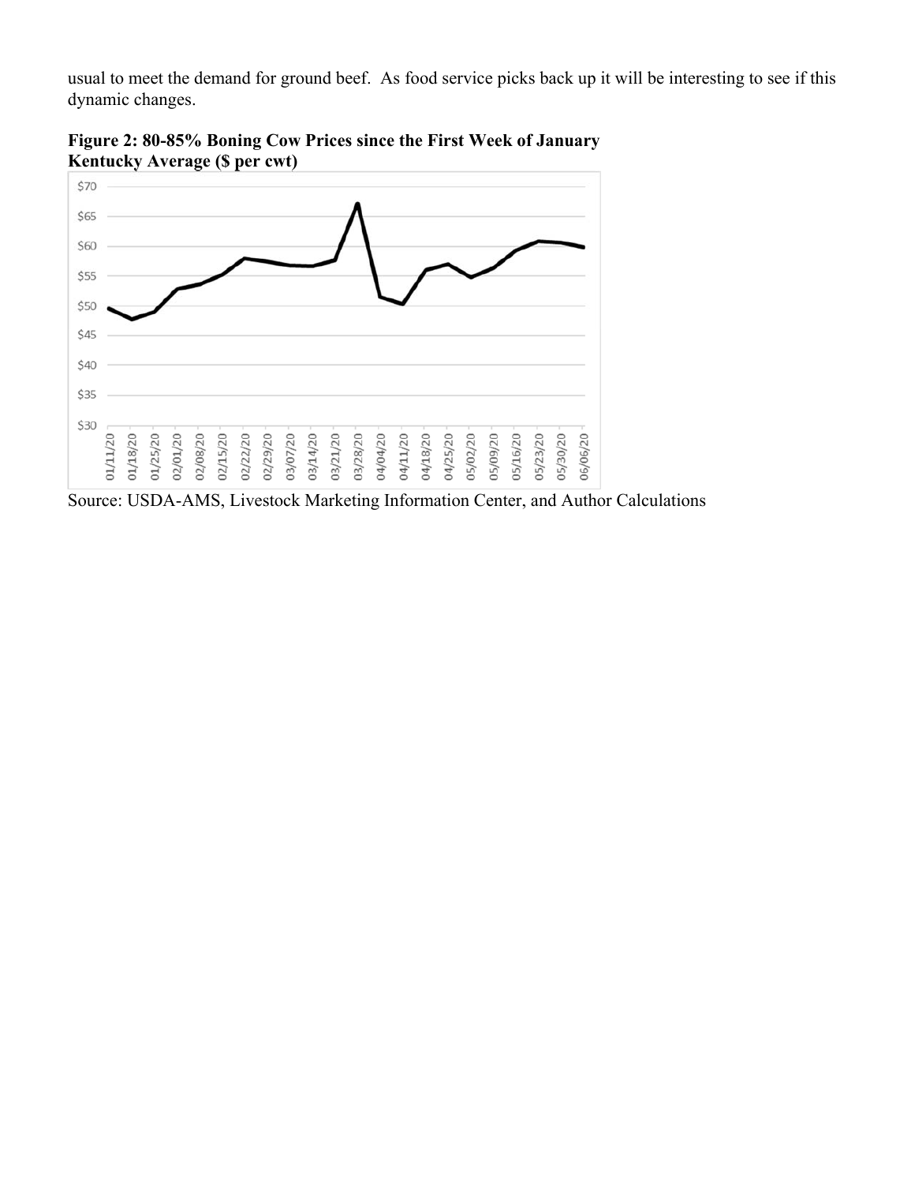usual to meet the demand for ground beef. As food service picks back up it will be interesting to see if this dynamic changes.

**Figure 2: 80-85% Boning Cow Prices since the First Week of January Kentucky Average ($ per cwt)**

$70
$65
$60
$55
$50
$45
$40
$35
$30

01/11/20
01/18/20
01/25/20
02/01/20
02/08/20
02/15/20
02/22/20
02/29/20
03/07/20
03/14/20
03/21/20
03/28/20
04/04/20
04/11/20
04/18/20
04/25/20
05/02/20
05/09/20
05/16/20
05/23/20
05/30/20
06/06/20

Source: USDA-AMS, Livestock Marketing Information Center, and Author Calculations